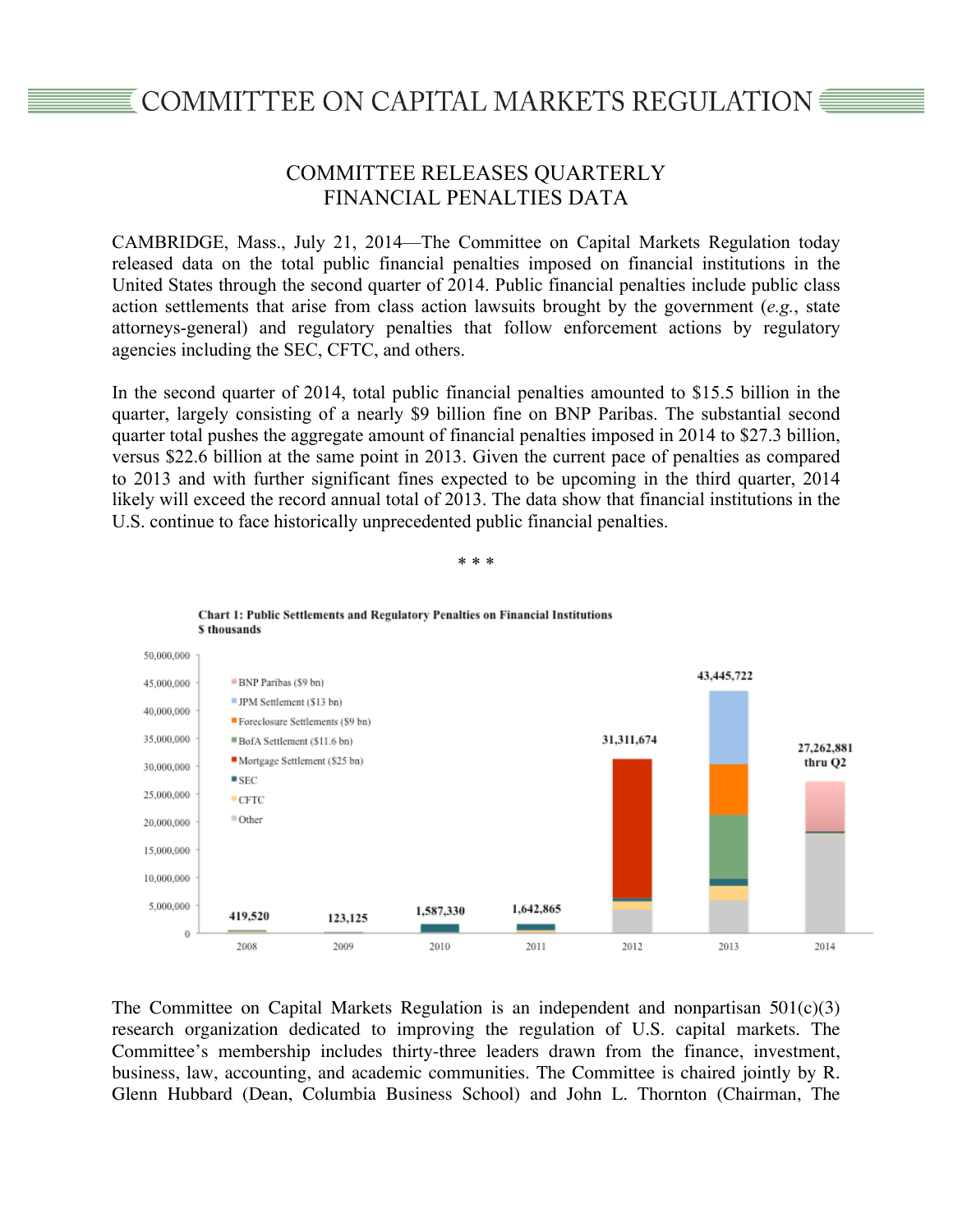# COMMITTEE ON CAPITAL MARKETS REGULATION

## COMMITTEE RELEASES QUARTERLY FINANCIAL PENALTIES DATA

CAMBRIDGE, Mass., July 21, 2014—The Committee on Capital Markets Regulation today released data on the total public financial penalties imposed on financial institutions in the United States through the second quarter of 2014. Public financial penalties include public class action settlements that arise from class action lawsuits brought by the government (*e.g.*, state attorneys-general) and regulatory penalties that follow enforcement actions by regulatory agencies including the SEC, CFTC, and others.

In the second quarter of 2014, total public financial penalties amounted to $15.5 billion in the quarter, largely consisting of a nearly $9 billion fine on BNP Paribas. The substantial second quarter total pushes the aggregate amount of financial penalties imposed in 2014 to $27.3 billion, versus $22.6 billion at the same point in 2013. Given the current pace of penalties as compared to 2013 and with further significant fines expected to be upcoming in the third quarter, 2014 likely will exceed the record annual total of 2013. The data show that financial institutions in the U.S. continue to face historically unprecedented public financial penalties.

\* \* \*

**Chart 1: Public Settlements and Regulatory Penalties on Financial Institutions**
**$ thousands**

| Year | Total |
|---|---|
| 2008 | 419,520 |
| 2009 | 123,125 |
| 2010 | 1,587,330 |
| 2011 | 1,642,865 |
| 2012 | 31,311,674 |
| 2013 | 43,445,722 |
| 2014 | 27,262,881 thru Q2 |

Legend: BNP Paribas ($9 bn); JPM Settlement ($13 bn); Foreclosure Settlements ($9 bn); BofA Settlement ($11.6 bn); Mortgage Settlement ($25 bn); SEC; CFTC; Other

The Committee on Capital Markets Regulation is an independent and nonpartisan 501(c)(3) research organization dedicated to improving the regulation of U.S. capital markets. The Committee's membership includes thirty-three leaders drawn from the finance, investment, business, law, accounting, and academic communities. The Committee is chaired jointly by R. Glenn Hubbard (Dean, Columbia Business School) and John L. Thornton (Chairman, The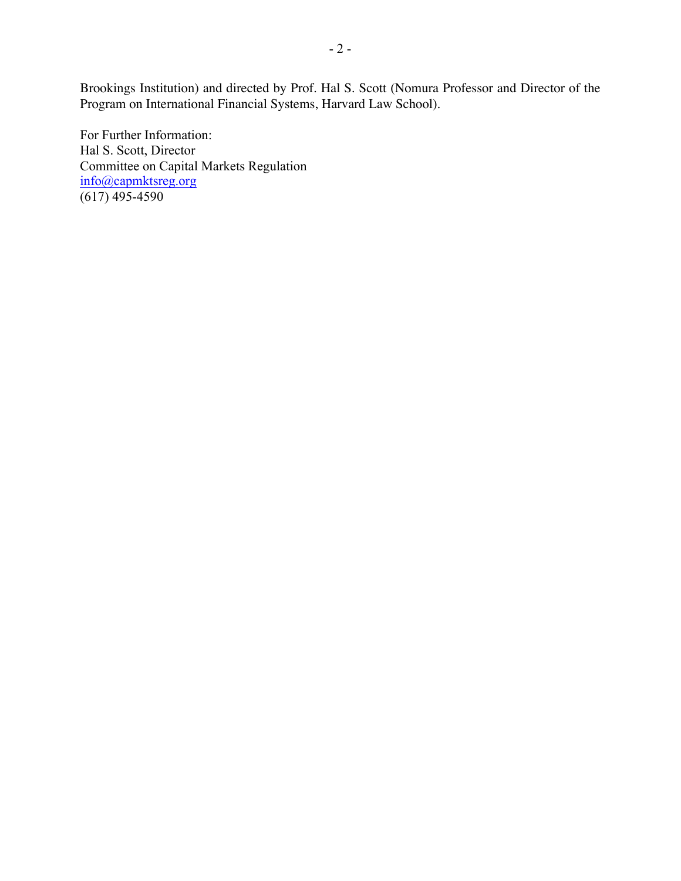Brookings Institution) and directed by Prof. Hal S. Scott (Nomura Professor and Director of the Program on International Financial Systems, Harvard Law School).

For Further Information:
Hal S. Scott, Director
Committee on Capital Markets Regulation
info@capmktsreg.org
(617) 495-4590